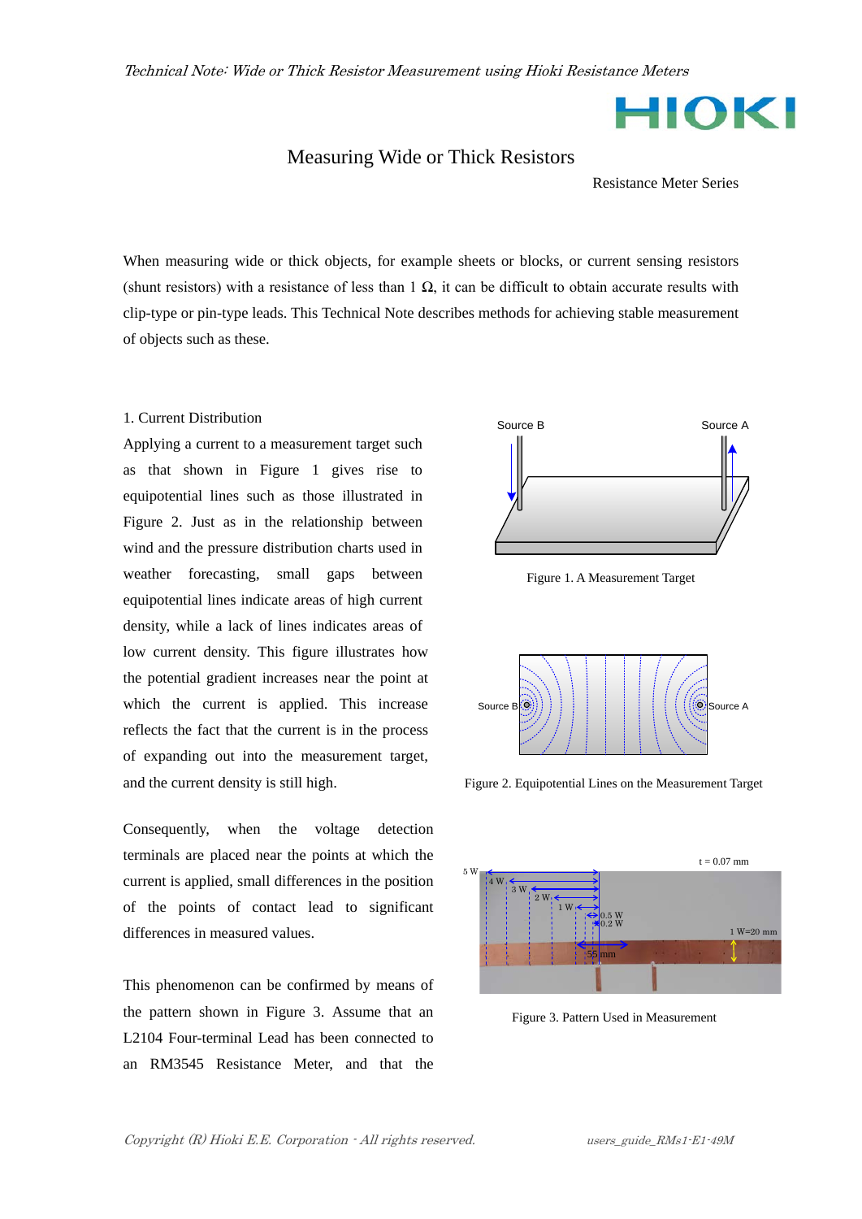# Measuring Wide or Thick Resistors

Resistance Meter Series

When measuring wide or thick objects, for example sheets or blocks, or current sensing resistors (shunt resistors) with a resistance of less than 1 Ω, it can be difficult to obtain accurate results with clip-type or pin-type leads. This Technical Note describes methods for achieving stable measurement of objects such as these.

## 1. Current Distribution

Applying a current to a measurement target such as that shown in Figure 1 gives rise to equipotential lines such as those illustrated in Figure 2. Just as in the relationship between wind and the pressure distribution charts used in weather forecasting, small gaps between equipotential lines indicate areas of high current density, while a lack of lines indicates areas of low current density. This figure illustrates how the potential gradient increases near the point at which the current is applied. This increase reflects the fact that the current is in the process of expanding out into the measurement target, and the current density is still high.

Figure 1. A Measurement Target

Figure 2. Equipotential Lines on the Measurement Target

Consequently, when the voltage detection terminals are placed near the points at which the current is applied, small differences in the position of the points of contact lead to significant differences in measured values.

This phenomenon can be confirmed by means of the pattern shown in Figure 3. Assume that an L2104 Four-terminal Lead has been connected to an RM3545 Resistance Meter, and that the

Figure 3. Pattern Used in Measurement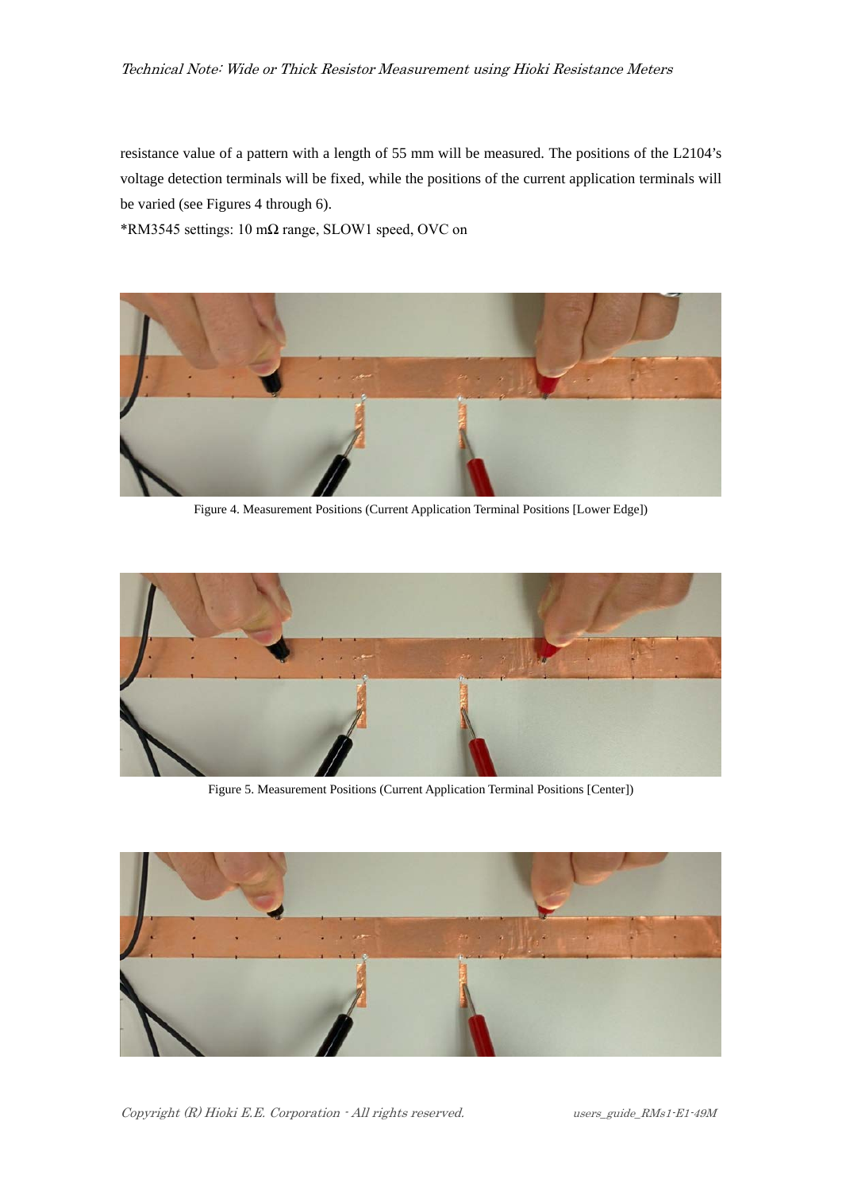resistance value of a pattern with a length of 55 mm will be measured. The positions of the L2104's voltage detection terminals will be fixed, while the positions of the current application terminals will be varied (see Figures 4 through 6).

*RM3545 settings: 10 mΩ range, SLOW1 speed, OVC on

Figure 4. Measurement Positions (Current Application Terminal Positions [Lower Edge])

Figure 5. Measurement Positions (Current Application Terminal Positions [Center])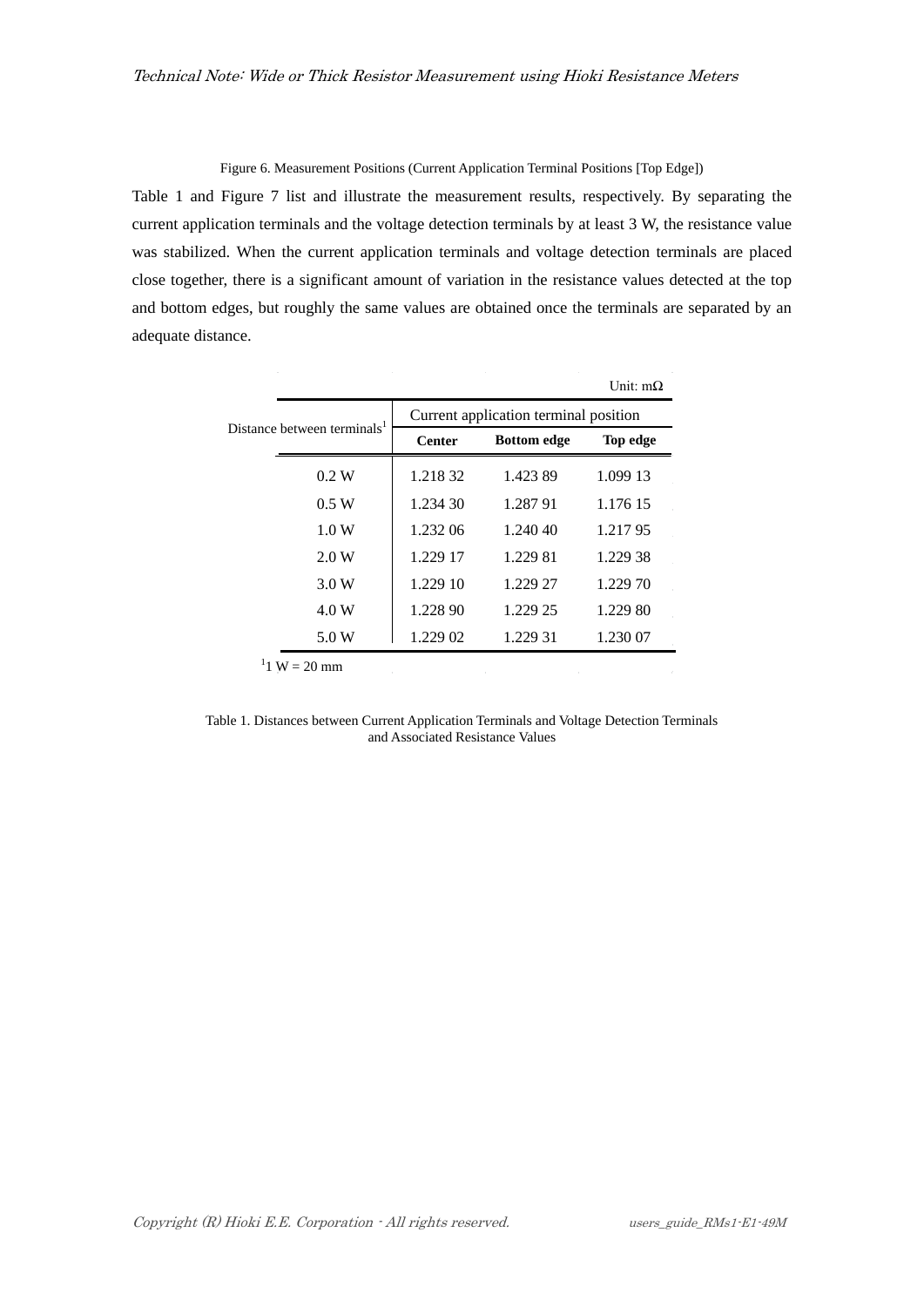Figure 6. Measurement Positions (Current Application Terminal Positions [Top Edge])

Table 1 and Figure 7 list and illustrate the measurement results, respectively. By separating the current application terminals and the voltage detection terminals by at least 3 W, the resistance value was stabilized. When the current application terminals and voltage detection terminals are placed close together, there is a significant amount of variation in the resistance values detected at the top and bottom edges, but roughly the same values are obtained once the terminals are separated by an adequate distance.

Unit: mΩ

| Distance between terminals[1] | Current application terminal position | | |
|---|---|---|---|
| | **Center** | **Bottom edge** | **Top edge** |
| 0.2 W | 1.218 32 | 1.423 89 | 1.099 13 |
| 0.5 W | 1.234 30 | 1.287 91 | 1.176 15 |
| 1.0 W | 1.232 06 | 1.240 40 | 1.217 95 |
| 2.0 W | 1.229 17 | 1.229 81 | 1.229 38 |
| 3.0 W | 1.229 10 | 1.229 27 | 1.229 70 |
| 4.0 W | 1.228 90 | 1.229 25 | 1.229 80 |
| 5.0 W | 1.229 02 | 1.229 31 | 1.230 07 |

[1] 1 W = 20 mm

Table 1. Distances between Current Application Terminals and Voltage Detection Terminals and Associated Resistance Values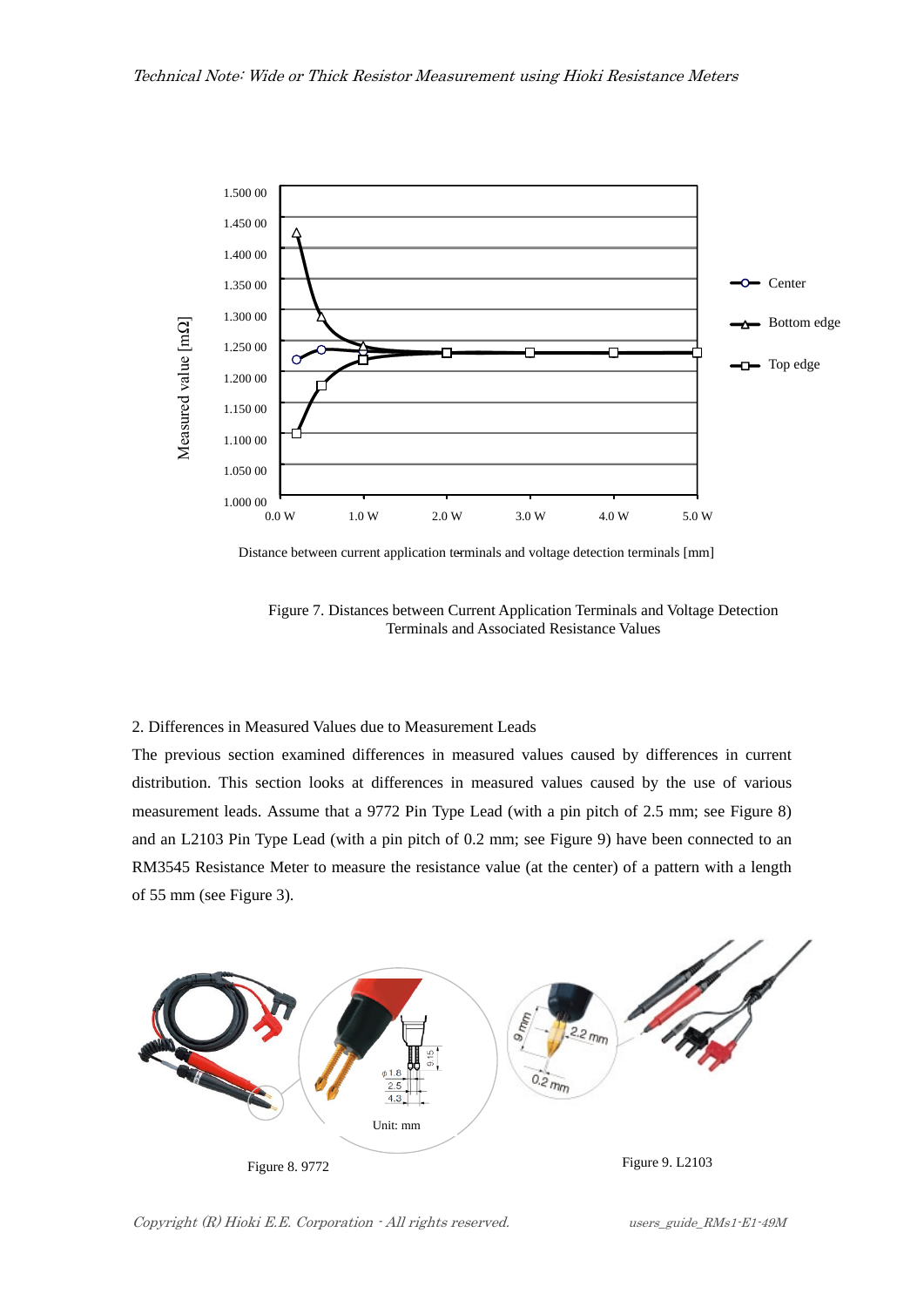Figure 7. Distances between Current Application Terminals and Voltage Detection Terminals and Associated Resistance Values

2. Differences in Measured Values due to Measurement Leads

The previous section examined differences in measured values caused by differences in current distribution. This section looks at differences in measured values caused by the use of various measurement leads. Assume that a 9772 Pin Type Lead (with a pin pitch of 2.5 mm; see Figure 8) and an L2103 Pin Type Lead (with a pin pitch of 0.2 mm; see Figure 9) have been connected to an RM3545 Resistance Meter to measure the resistance value (at the center) of a pattern with a length of 55 mm (see Figure 3).

Figure 8. 9772

Figure 9. L2103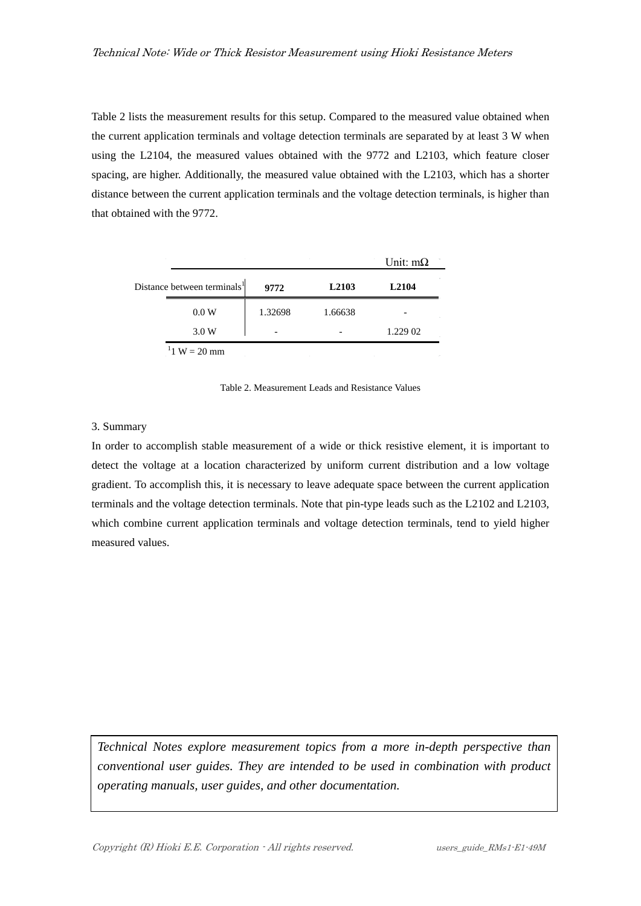Table 2 lists the measurement results for this setup. Compared to the measured value obtained when the current application terminals and voltage detection terminals are separated by at least 3 W when using the L2104, the measured values obtained with the 9772 and L2103, which feature closer spacing, are higher. Additionally, the measured value obtained with the L2103, which has a shorter distance between the current application terminals and the voltage detection terminals, is higher than that obtained with the 9772.

Unit: mΩ

| Distance between terminals[1] | 9772 | L2103 | L2104 |
|---|---|---|---|
| 0.0 W | 1.32698 | 1.66638 | - |
| 3.0 W | - | - | 1.229 02 |

[1] 1 W = 20 mm

Table 2. Measurement Leads and Resistance Values

## 3. Summary

In order to accomplish stable measurement of a wide or thick resistive element, it is important to detect the voltage at a location characterized by uniform current distribution and a low voltage gradient. To accomplish this, it is necessary to leave adequate space between the current application terminals and the voltage detection terminals. Note that pin-type leads such as the L2102 and L2103, which combine current application terminals and voltage detection terminals, tend to yield higher measured values.

*Technical Notes explore measurement topics from a more in-depth perspective than conventional user guides. They are intended to be used in combination with product operating manuals, user guides, and other documentation.*